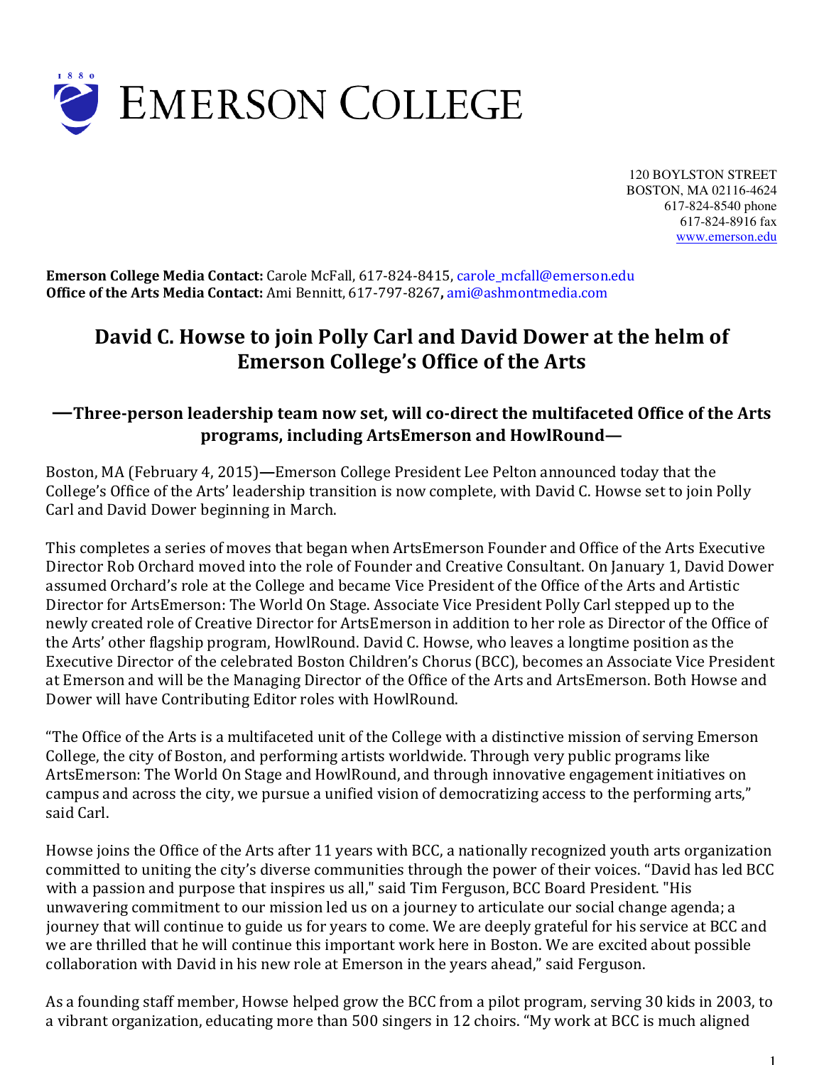# EMERSON COLLEGE

120 BOYLSTON STREET
BOSTON, MA 02116-4624
617-824-8540 phone
617-824-8916 fax
www.emerson.edu

**Emerson College Media Contact:** Carole McFall, 617-824-8415, carole_mcfall@emerson.edu
**Office of the Arts Media Contact:** Ami Bennitt, 617-797-8267**,** ami@ashmontmedia.com

## David C. Howse to join Polly Carl and David Dower at the helm of Emerson College's Office of the Arts

### —Three-person leadership team now set, will co-direct the multifaceted Office of the Arts programs, including ArtsEmerson and HowlRound—

Boston, MA (February 4, 2015)**—**Emerson College President Lee Pelton announced today that the College's Office of the Arts' leadership transition is now complete, with David C. Howse set to join Polly Carl and David Dower beginning in March.

This completes a series of moves that began when ArtsEmerson Founder and Office of the Arts Executive Director Rob Orchard moved into the role of Founder and Creative Consultant. On January 1, David Dower assumed Orchard's role at the College and became Vice President of the Office of the Arts and Artistic Director for ArtsEmerson: The World On Stage. Associate Vice President Polly Carl stepped up to the newly created role of Creative Director for ArtsEmerson in addition to her role as Director of the Office of the Arts' other flagship program, HowlRound. David C. Howse, who leaves a longtime position as the Executive Director of the celebrated Boston Children's Chorus (BCC), becomes an Associate Vice President at Emerson and will be the Managing Director of the Office of the Arts and ArtsEmerson. Both Howse and Dower will have Contributing Editor roles with HowlRound.

"The Office of the Arts is a multifaceted unit of the College with a distinctive mission of serving Emerson College, the city of Boston, and performing artists worldwide. Through very public programs like ArtsEmerson: The World On Stage and HowlRound, and through innovative engagement initiatives on campus and across the city, we pursue a unified vision of democratizing access to the performing arts," said Carl.

Howse joins the Office of the Arts after 11 years with BCC, a nationally recognized youth arts organization committed to uniting the city's diverse communities through the power of their voices. "David has led BCC with a passion and purpose that inspires us all," said Tim Ferguson, BCC Board President. "His unwavering commitment to our mission led us on a journey to articulate our social change agenda; a journey that will continue to guide us for years to come. We are deeply grateful for his service at BCC and we are thrilled that he will continue this important work here in Boston. We are excited about possible collaboration with David in his new role at Emerson in the years ahead," said Ferguson.

As a founding staff member, Howse helped grow the BCC from a pilot program, serving 30 kids in 2003, to a vibrant organization, educating more than 500 singers in 12 choirs. "My work at BCC is much aligned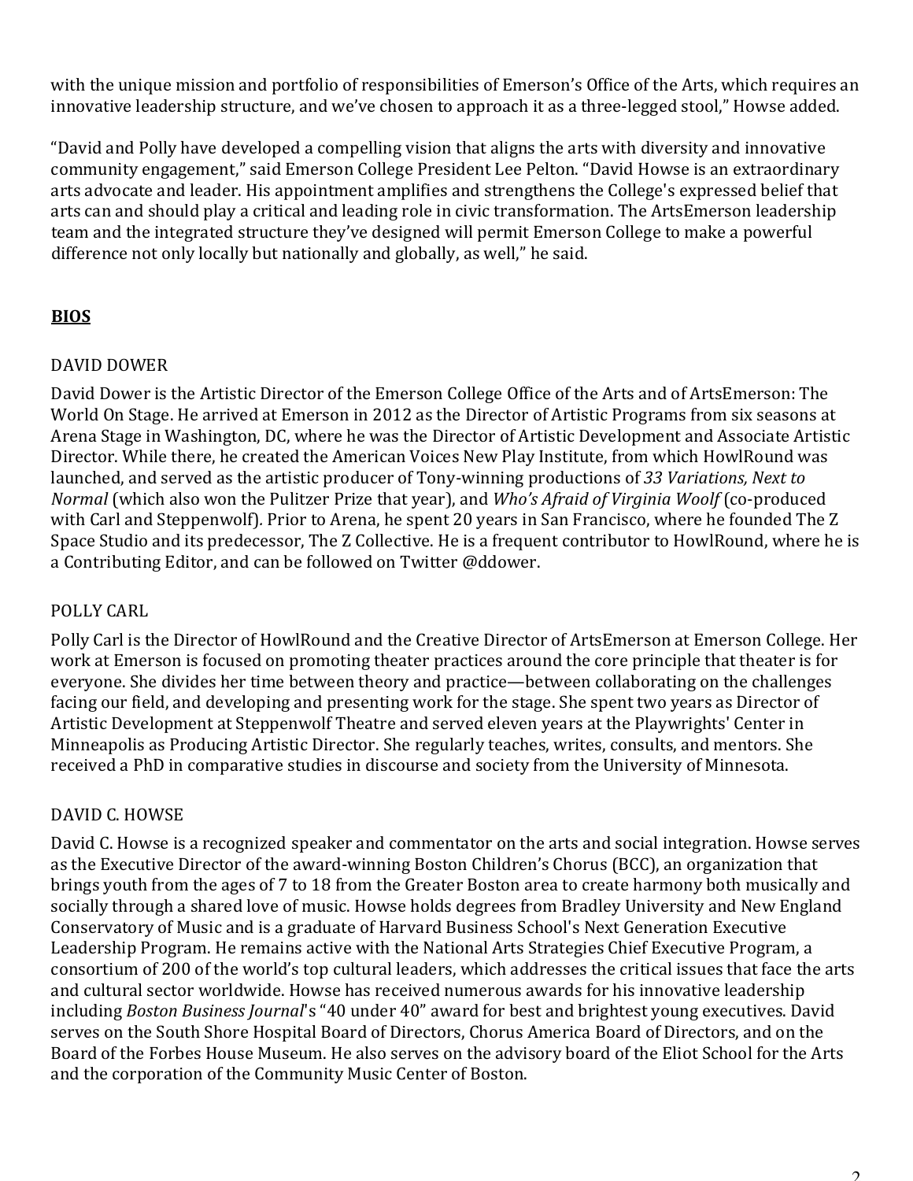with the unique mission and portfolio of responsibilities of Emerson's Office of the Arts, which requires an innovative leadership structure, and we've chosen to approach it as a three-legged stool," Howse added.

"David and Polly have developed a compelling vision that aligns the arts with diversity and innovative community engagement," said Emerson College President Lee Pelton. "David Howse is an extraordinary arts advocate and leader. His appointment amplifies and strengthens the College's expressed belief that arts can and should play a critical and leading role in civic transformation. The ArtsEmerson leadership team and the integrated structure they've designed will permit Emerson College to make a powerful difference not only locally but nationally and globally, as well," he said.

## BIOS

### DAVID DOWER

David Dower is the Artistic Director of the Emerson College Office of the Arts and of ArtsEmerson: The World On Stage. He arrived at Emerson in 2012 as the Director of Artistic Programs from six seasons at Arena Stage in Washington, DC, where he was the Director of Artistic Development and Associate Artistic Director. While there, he created the American Voices New Play Institute, from which HowlRound was launched, and served as the artistic producer of Tony-winning productions of *33 Variations, Next to Normal* (which also won the Pulitzer Prize that year), and *Who's Afraid of Virginia Woolf* (co-produced with Carl and Steppenwolf). Prior to Arena, he spent 20 years in San Francisco, where he founded The Z Space Studio and its predecessor, The Z Collective. He is a frequent contributor to HowlRound, where he is a Contributing Editor, and can be followed on Twitter @ddower.

### POLLY CARL

Polly Carl is the Director of HowlRound and the Creative Director of ArtsEmerson at Emerson College. Her work at Emerson is focused on promoting theater practices around the core principle that theater is for everyone. She divides her time between theory and practice—between collaborating on the challenges facing our field, and developing and presenting work for the stage. She spent two years as Director of Artistic Development at Steppenwolf Theatre and served eleven years at the Playwrights' Center in Minneapolis as Producing Artistic Director. She regularly teaches, writes, consults, and mentors. She received a PhD in comparative studies in discourse and society from the University of Minnesota.

### DAVID C. HOWSE

David C. Howse is a recognized speaker and commentator on the arts and social integration. Howse serves as the Executive Director of the award-winning Boston Children's Chorus (BCC), an organization that brings youth from the ages of 7 to 18 from the Greater Boston area to create harmony both musically and socially through a shared love of music. Howse holds degrees from Bradley University and New England Conservatory of Music and is a graduate of Harvard Business School's Next Generation Executive Leadership Program. He remains active with the National Arts Strategies Chief Executive Program, a consortium of 200 of the world's top cultural leaders, which addresses the critical issues that face the arts and cultural sector worldwide. Howse has received numerous awards for his innovative leadership including *Boston Business Journal*'s "40 under 40" award for best and brightest young executives. David serves on the South Shore Hospital Board of Directors, Chorus America Board of Directors, and on the Board of the Forbes House Museum. He also serves on the advisory board of the Eliot School for the Arts and the corporation of the Community Music Center of Boston.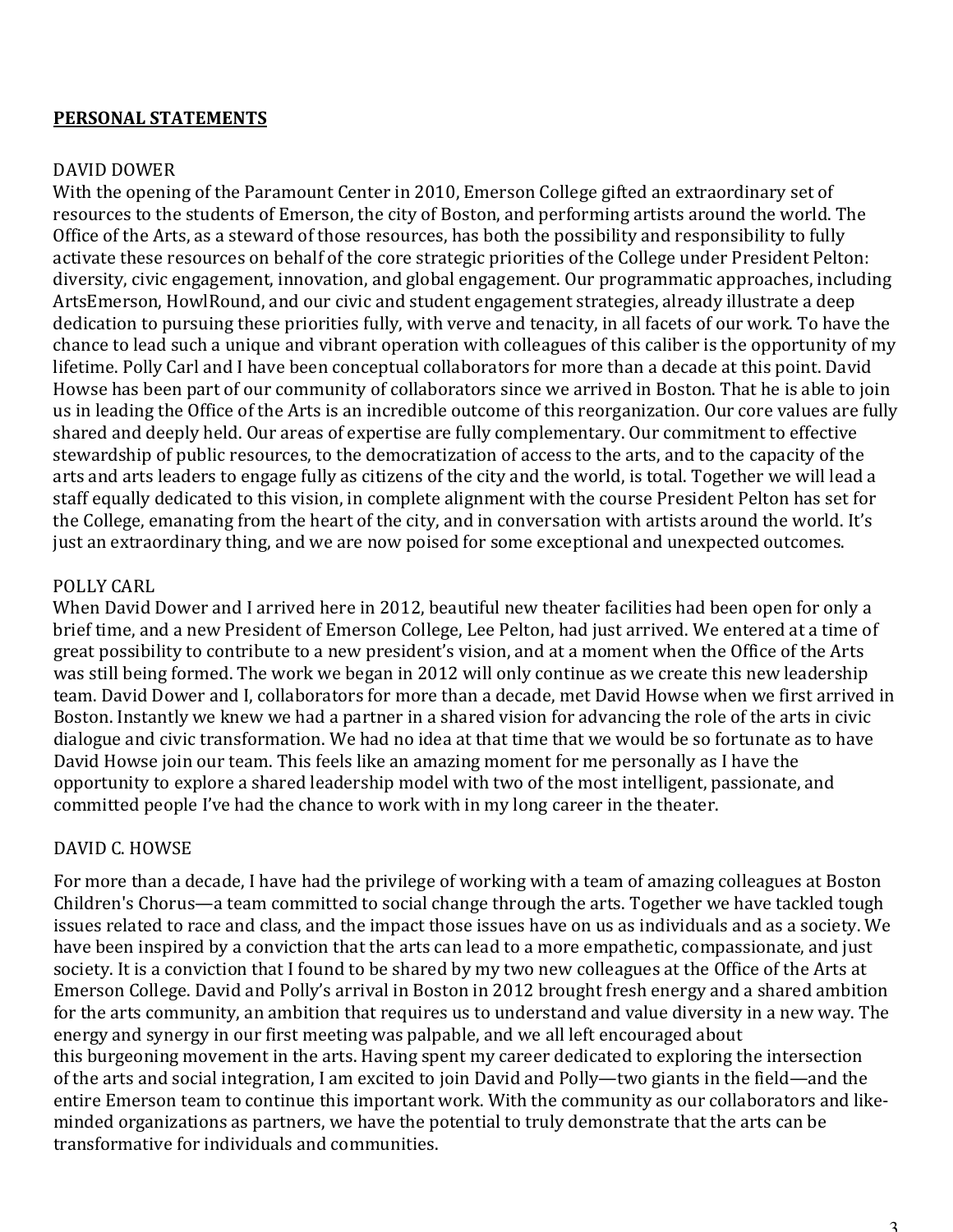## PERSONAL STATEMENTS

DAVID DOWER

With the opening of the Paramount Center in 2010, Emerson College gifted an extraordinary set of resources to the students of Emerson, the city of Boston, and performing artists around the world. The Office of the Arts, as a steward of those resources, has both the possibility and responsibility to fully activate these resources on behalf of the core strategic priorities of the College under President Pelton: diversity, civic engagement, innovation, and global engagement. Our programmatic approaches, including ArtsEmerson, HowlRound, and our civic and student engagement strategies, already illustrate a deep dedication to pursuing these priorities fully, with verve and tenacity, in all facets of our work. To have the chance to lead such a unique and vibrant operation with colleagues of this caliber is the opportunity of my lifetime. Polly Carl and I have been conceptual collaborators for more than a decade at this point. David Howse has been part of our community of collaborators since we arrived in Boston. That he is able to join us in leading the Office of the Arts is an incredible outcome of this reorganization. Our core values are fully shared and deeply held. Our areas of expertise are fully complementary. Our commitment to effective stewardship of public resources, to the democratization of access to the arts, and to the capacity of the arts and arts leaders to engage fully as citizens of the city and the world, is total. Together we will lead a staff equally dedicated to this vision, in complete alignment with the course President Pelton has set for the College, emanating from the heart of the city, and in conversation with artists around the world. It's just an extraordinary thing, and we are now poised for some exceptional and unexpected outcomes.

POLLY CARL

When David Dower and I arrived here in 2012, beautiful new theater facilities had been open for only a brief time, and a new President of Emerson College, Lee Pelton, had just arrived. We entered at a time of great possibility to contribute to a new president's vision, and at a moment when the Office of the Arts was still being formed. The work we began in 2012 will only continue as we create this new leadership team. David Dower and I, collaborators for more than a decade, met David Howse when we first arrived in Boston. Instantly we knew we had a partner in a shared vision for advancing the role of the arts in civic dialogue and civic transformation. We had no idea at that time that we would be so fortunate as to have David Howse join our team. This feels like an amazing moment for me personally as I have the opportunity to explore a shared leadership model with two of the most intelligent, passionate, and committed people I've had the chance to work with in my long career in the theater.

DAVID C. HOWSE

For more than a decade, I have had the privilege of working with a team of amazing colleagues at Boston Children's Chorus—a team committed to social change through the arts. Together we have tackled tough issues related to race and class, and the impact those issues have on us as individuals and as a society. We have been inspired by a conviction that the arts can lead to a more empathetic, compassionate, and just society. It is a conviction that I found to be shared by my two new colleagues at the Office of the Arts at Emerson College. David and Polly's arrival in Boston in 2012 brought fresh energy and a shared ambition for the arts community, an ambition that requires us to understand and value diversity in a new way. The energy and synergy in our first meeting was palpable, and we all left encouraged about this burgeoning movement in the arts. Having spent my career dedicated to exploring the intersection of the arts and social integration, I am excited to join David and Polly—two giants in the field—and the entire Emerson team to continue this important work. With the community as our collaborators and like-minded organizations as partners, we have the potential to truly demonstrate that the arts can be transformative for individuals and communities.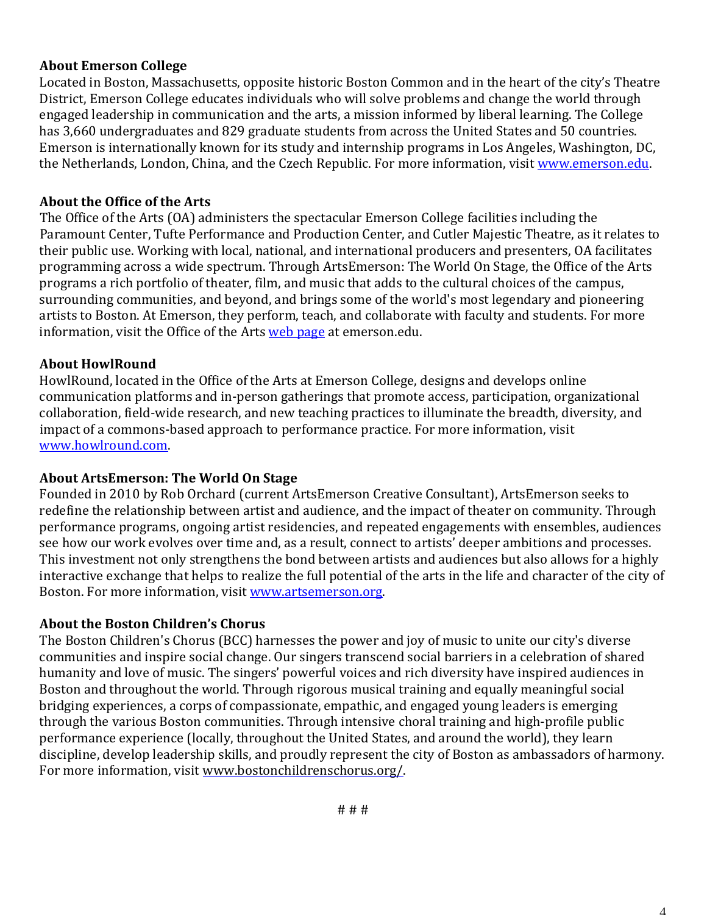**About Emerson College**
Located in Boston, Massachusetts, opposite historic Boston Common and in the heart of the city's Theatre District, Emerson College educates individuals who will solve problems and change the world through engaged leadership in communication and the arts, a mission informed by liberal learning. The College has 3,660 undergraduates and 829 graduate students from across the United States and 50 countries. Emerson is internationally known for its study and internship programs in Los Angeles, Washington, DC, the Netherlands, London, China, and the Czech Republic. For more information, visit www.emerson.edu.

**About the Office of the Arts**
The Office of the Arts (OA) administers the spectacular Emerson College facilities including the Paramount Center, Tufte Performance and Production Center, and Cutler Majestic Theatre, as it relates to their public use. Working with local, national, and international producers and presenters, OA facilitates programming across a wide spectrum. Through ArtsEmerson: The World On Stage, the Office of the Arts programs a rich portfolio of theater, film, and music that adds to the cultural choices of the campus, surrounding communities, and beyond, and brings some of the world's most legendary and pioneering artists to Boston. At Emerson, they perform, teach, and collaborate with faculty and students. For more information, visit the Office of the Arts web page at emerson.edu.

**About HowlRound**
HowlRound, located in the Office of the Arts at Emerson College, designs and develops online communication platforms and in-person gatherings that promote access, participation, organizational collaboration, field-wide research, and new teaching practices to illuminate the breadth, diversity, and impact of a commons-based approach to performance practice. For more information, visit www.howlround.com.

**About ArtsEmerson: The World On Stage**
Founded in 2010 by Rob Orchard (current ArtsEmerson Creative Consultant), ArtsEmerson seeks to redefine the relationship between artist and audience, and the impact of theater on community. Through performance programs, ongoing artist residencies, and repeated engagements with ensembles, audiences see how our work evolves over time and, as a result, connect to artists' deeper ambitions and processes. This investment not only strengthens the bond between artists and audiences but also allows for a highly interactive exchange that helps to realize the full potential of the arts in the life and character of the city of Boston. For more information, visit www.artsemerson.org.

**About the Boston Children's Chorus**
The Boston Children's Chorus (BCC) harnesses the power and joy of music to unite our city's diverse communities and inspire social change. Our singers transcend social barriers in a celebration of shared humanity and love of music. The singers' powerful voices and rich diversity have inspired audiences in Boston and throughout the world. Through rigorous musical training and equally meaningful social bridging experiences, a corps of compassionate, empathic, and engaged young leaders is emerging through the various Boston communities. Through intensive choral training and high-profile public performance experience (locally, throughout the United States, and around the world), they learn discipline, develop leadership skills, and proudly represent the city of Boston as ambassadors of harmony. For more information, visit www.bostonchildrenschorus.org/.

# # #